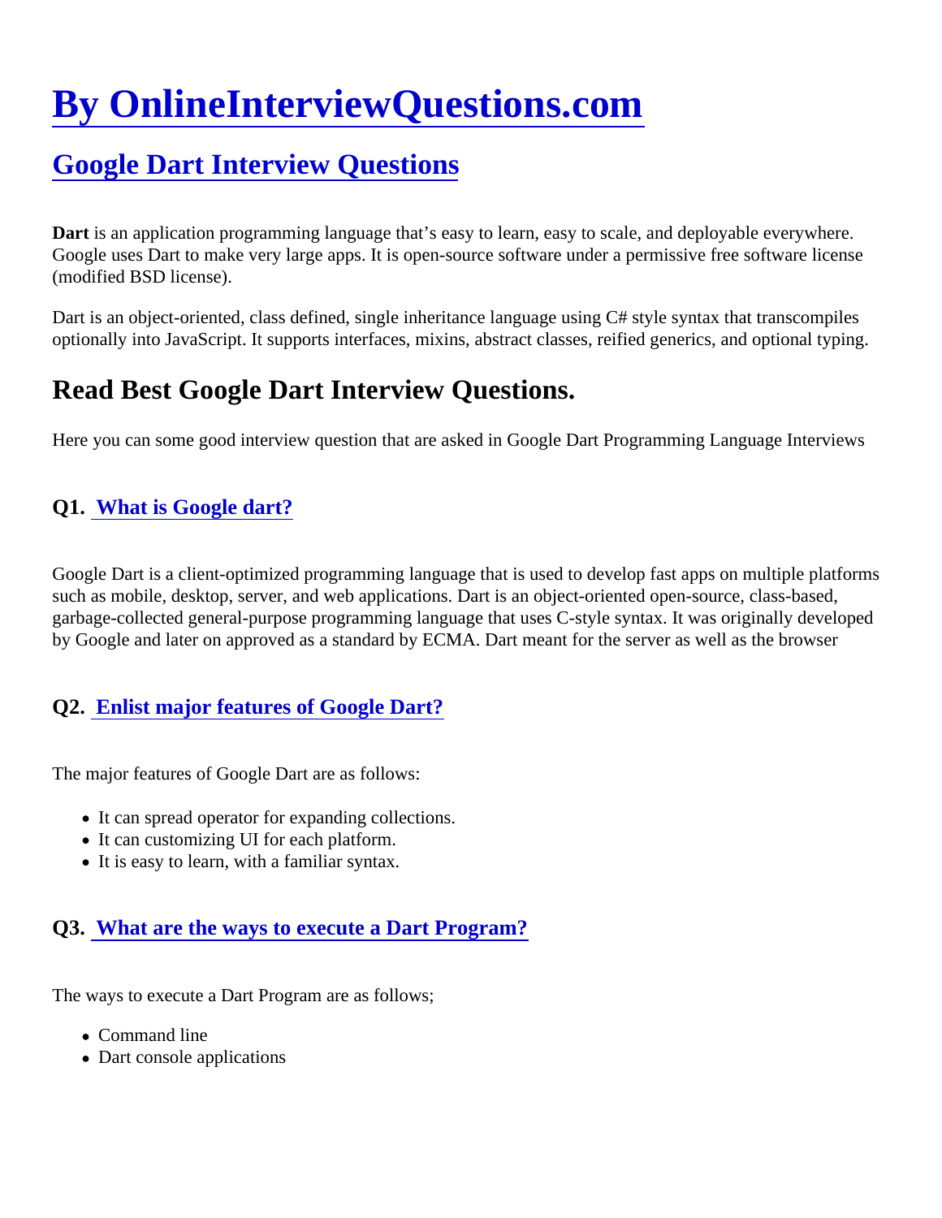# By OnlineInterviewQuestions.com

## Google Dart Interview Questions

**Dart** is an application programming language that's easy to learn, easy to scale, and deployable everywhere. Google uses Dart to make very large apps. It is open-source software under a permissive free software license (modified BSD license).

Dart is an object-oriented, class defined, single inheritance language using C# style syntax that transcompiles optionally into JavaScript. It supports interfaces, mixins, abstract classes, reified generics, and optional typing.

## Read Best Google Dart Interview Questions.

Here you can some good interview question that are asked in Google Dart Programming Language Interviews

### Q1. What is Google dart?

Google Dart is a client-optimized programming language that is used to develop fast apps on multiple platforms such as mobile, desktop, server, and web applications. Dart is an object-oriented open-source, class-based, garbage-collected general-purpose programming language that uses C-style syntax. It was originally developed by Google and later on approved as a standard by ECMA. Dart meant for the server as well as the browser

### Q2. Enlist major features of Google Dart?

The major features of Google Dart are as follows:

- It can spread operator for expanding collections.
- It can customizing UI for each platform.
- It is easy to learn, with a familiar syntax.

### Q3. What are the ways to execute a Dart Program?

The ways to execute a Dart Program are as follows;

- Command line
- Dart console applications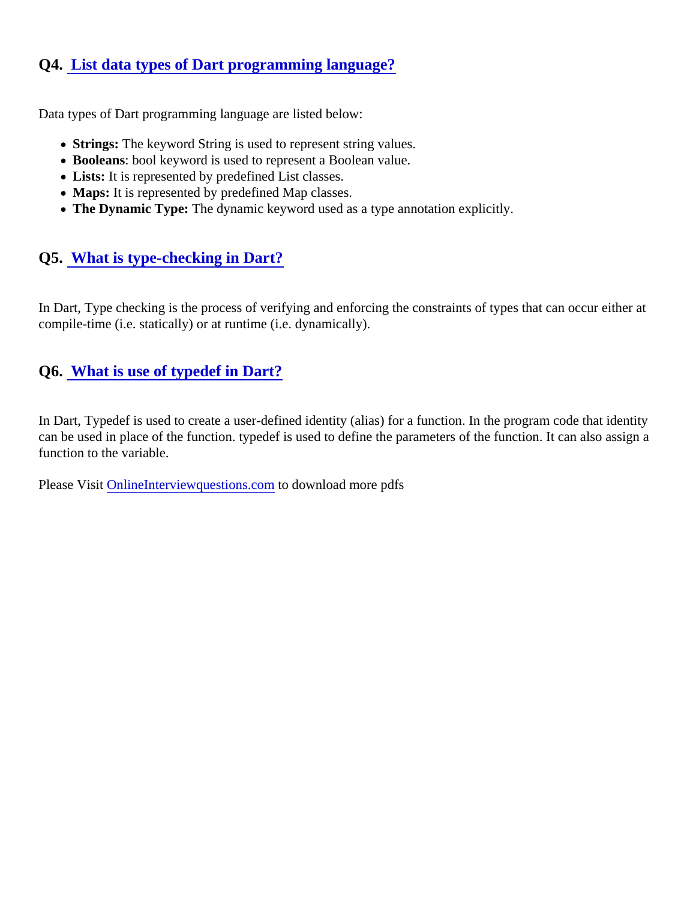## Q4. [List data types of Dart programming language?]

Data types of Dart programming language are listed below:

- **Strings:** The keyword String is used to represent string values.
- **Booleans**: bool keyword is used to represent a Boolean value.
- **Lists:** It is represented by predefined List classes.
- **Maps:** It is represented by predefined Map classes.
- **The Dynamic Type:** The dynamic keyword used as a type annotation explicitly.

## Q5. [What is type-checking in Dart?]

In Dart, Type checking is the process of verifying and enforcing the constraints of types that can occur either at compile-time (i.e. statically) or at runtime (i.e. dynamically).

## Q6. [What is use of typedef in Dart?]

In Dart, Typedef is used to create a user-defined identity (alias) for a function. In the program code that identity can be used in place of the function. typedef is used to define the parameters of the function. It can also assign a function to the variable.

Please Visit OnlineInterviewquestions.com to download more pdfs